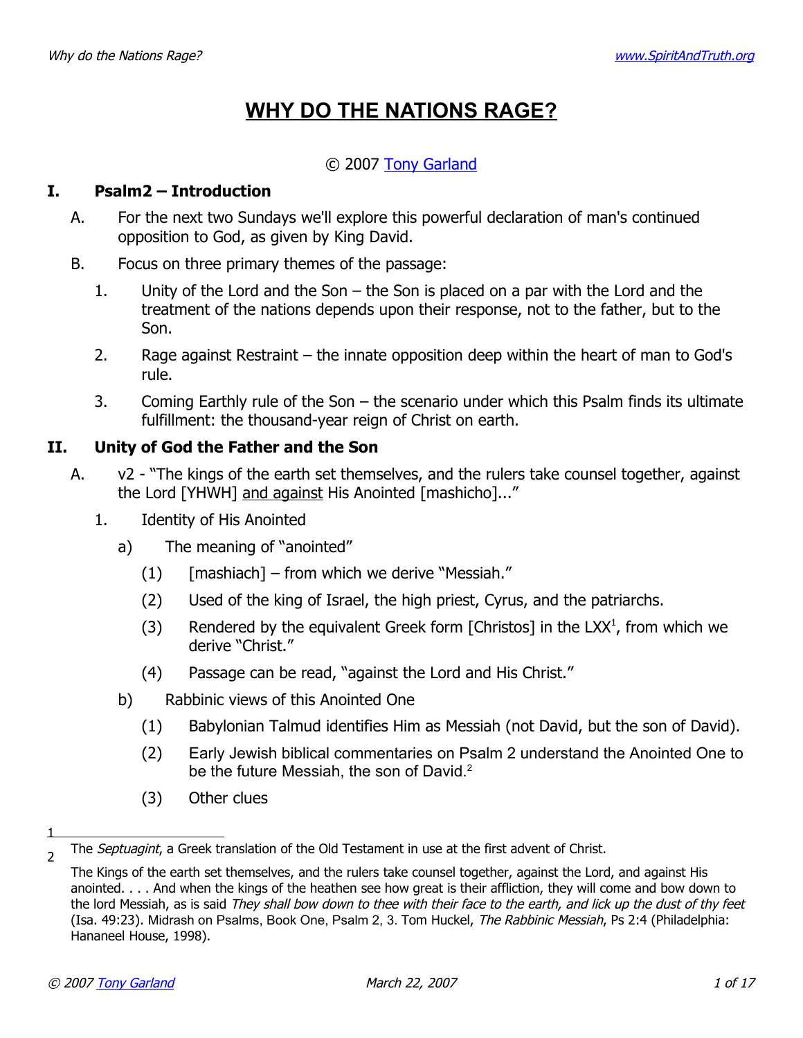# WHY DO THE NATIONS RAGE?

© 2007 Tony Garland

## I. Psalm2 – Introduction

A. For the next two Sundays we'll explore this powerful declaration of man's continued opposition to God, as given by King David.

B. Focus on three primary themes of the passage:

1. Unity of the Lord and the Son – the Son is placed on a par with the Lord and the treatment of the nations depends upon their response, not to the father, but to the Son.
2. Rage against Restraint – the innate opposition deep within the heart of man to God's rule.
3. Coming Earthly rule of the Son – the scenario under which this Psalm finds its ultimate fulfillment: the thousand-year reign of Christ on earth.

## II. Unity of God the Father and the Son

A. v2 - "The kings of the earth set themselves, and the rulers take counsel together, against the Lord [YHWH] <u>and against</u> His Anointed [mashicho]..."

1. Identity of His Anointed
   a) The meaning of "anointed"
      (1) [mashiach] – from which we derive "Messiah."
      (2) Used of the king of Israel, the high priest, Cyrus, and the patriarchs.
      (3) Rendered by the equivalent Greek form [Christos] in the LXX[1], from which we derive "Christ."
      (4) Passage can be read, "against the Lord and His Christ."
   b) Rabbinic views of this Anointed One
      (1) Babylonian Talmud identifies Him as Messiah (not David, but the son of David).
      (2) Early Jewish biblical commentaries on Psalm 2 understand the Anointed One to be the future Messiah, the son of David.[2]
      (3) Other clues

---

1 The *Septuagint*, a Greek translation of the Old Testament in use at the first advent of Christ.

2 The Kings of the earth set themselves, and the rulers take counsel together, against the Lord, and against His anointed. . . . And when the kings of the heathen see how great is their affliction, they will come and bow down to the lord Messiah, as is said *They shall bow down to thee with their face to the earth, and lick up the dust of thy feet* (Isa. 49:23). Midrash on Psalms, Book One, Psalm 2, 3. Tom Huckel, *The Rabbinic Messiah*, Ps 2:4 (Philadelphia: Hananeel House, 1998).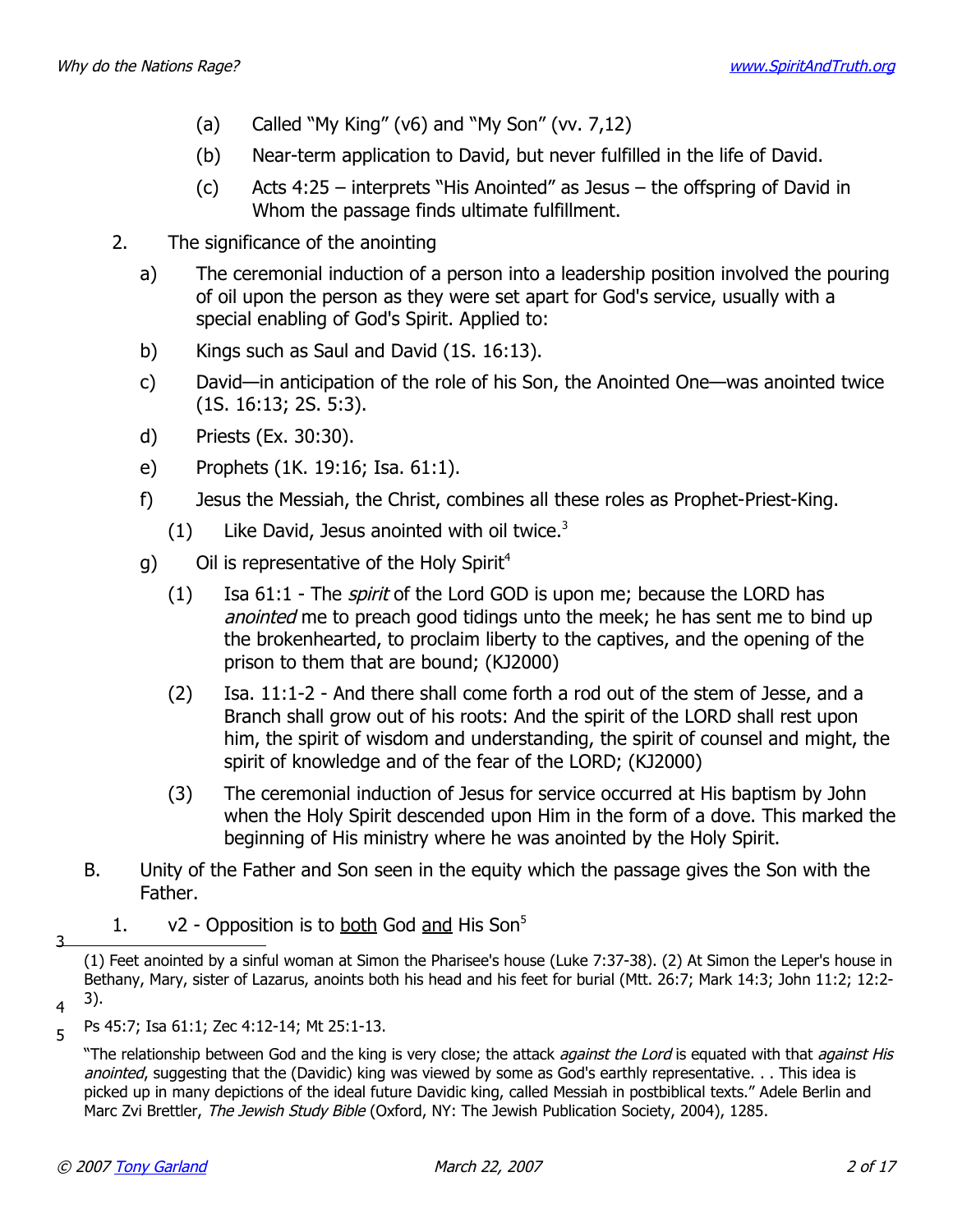(a) Called "My King" (v6) and "My Son" (vv. 7,12)

(b) Near-term application to David, but never fulfilled in the life of David.

(c) Acts 4:25 – interprets "His Anointed" as Jesus – the offspring of David in Whom the passage finds ultimate fulfillment.

2. The significance of the anointing

a) The ceremonial induction of a person into a leadership position involved the pouring of oil upon the person as they were set apart for God's service, usually with a special enabling of God's Spirit. Applied to:

b) Kings such as Saul and David (1S. 16:13).

c) David—in anticipation of the role of his Son, the Anointed One—was anointed twice (1S. 16:13; 2S. 5:3).

d) Priests (Ex. 30:30).

e) Prophets (1K. 19:16; Isa. 61:1).

f) Jesus the Messiah, the Christ, combines all these roles as Prophet-Priest-King.

(1) Like David, Jesus anointed with oil twice.[3]

g) Oil is representative of the Holy Spirit[4]

(1) Isa 61:1 - The *spirit* of the Lord GOD is upon me; because the LORD has *anointed* me to preach good tidings unto the meek; he has sent me to bind up the brokenhearted, to proclaim liberty to the captives, and the opening of the prison to them that are bound; (KJ2000)

(2) Isa. 11:1-2 - And there shall come forth a rod out of the stem of Jesse, and a Branch shall grow out of his roots: And the spirit of the LORD shall rest upon him, the spirit of wisdom and understanding, the spirit of counsel and might, the spirit of knowledge and of the fear of the LORD; (KJ2000)

(3) The ceremonial induction of Jesus for service occurred at His baptism by John when the Holy Spirit descended upon Him in the form of a dove. This marked the beginning of His ministry where he was anointed by the Holy Spirit.

B. Unity of the Father and Son seen in the equity which the passage gives the Son with the Father.

1. v2 - Opposition is to <u>both</u> God <u>and</u> His Son[5]

---

[3] (1) Feet anointed by a sinful woman at Simon the Pharisee's house (Luke 7:37-38). (2) At Simon the Leper's house in Bethany, Mary, sister of Lazarus, anoints both his head and his feet for burial (Mtt. 26:7; Mark 14:3; John 11:2; 12:2-3).

[4] Ps 45:7; Isa 61:1; Zec 4:12-14; Mt 25:1-13.

[5] "The relationship between God and the king is very close; the attack *against the Lord* is equated with that *against His anointed*, suggesting that the (Davidic) king was viewed by some as God's earthly representative. . . This idea is picked up in many depictions of the ideal future Davidic king, called Messiah in postbiblical texts." Adele Berlin and Marc Zvi Brettler, *The Jewish Study Bible* (Oxford, NY: The Jewish Publication Society, 2004), 1285.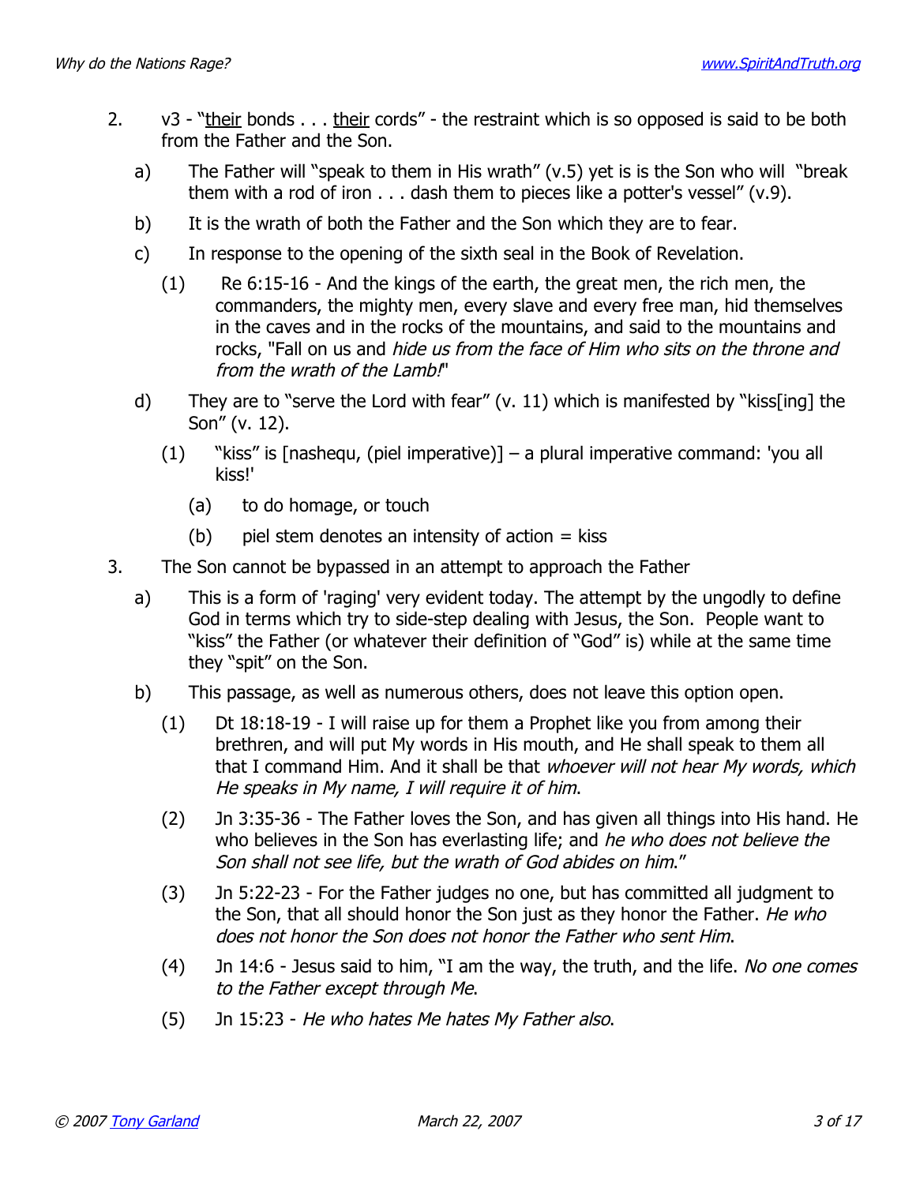2. v3 - "<u>their</u> bonds . . . <u>their</u> cords" - the restraint which is so opposed is said to be both from the Father and the Son.

   a) The Father will "speak to them in His wrath" (v.5) yet is is the Son who will "break them with a rod of iron . . . dash them to pieces like a potter's vessel" (v.9).

   b) It is the wrath of both the Father and the Son which they are to fear.

   c) In response to the opening of the sixth seal in the Book of Revelation.

      (1) Re 6:15-16 - And the kings of the earth, the great men, the rich men, the commanders, the mighty men, every slave and every free man, hid themselves in the caves and in the rocks of the mountains, and said to the mountains and rocks, "Fall on us and *hide us from the face of Him who sits on the throne and from the wrath of the Lamb!*"

   d) They are to "serve the Lord with fear" (v. 11) which is manifested by "kiss[ing] the Son" (v. 12).

      (1) "kiss" is [nashequ, (piel imperative)] – a plural imperative command: 'you all kiss!'

         (a) to do homage, or touch

         (b) piel stem denotes an intensity of action = kiss

3. The Son cannot be bypassed in an attempt to approach the Father

   a) This is a form of 'raging' very evident today. The attempt by the ungodly to define God in terms which try to side-step dealing with Jesus, the Son. People want to "kiss" the Father (or whatever their definition of "God" is) while at the same time they "spit" on the Son.

   b) This passage, as well as numerous others, does not leave this option open.

      (1) Dt 18:18-19 - I will raise up for them a Prophet like you from among their brethren, and will put My words in His mouth, and He shall speak to them all that I command Him. And it shall be that *whoever will not hear My words, which He speaks in My name, I will require it of him*.

      (2) Jn 3:35-36 - The Father loves the Son, and has given all things into His hand. He who believes in the Son has everlasting life; and *he who does not believe the Son shall not see life, but the wrath of God abides on him*."

      (3) Jn 5:22-23 - For the Father judges no one, but has committed all judgment to the Son, that all should honor the Son just as they honor the Father. *He who does not honor the Son does not honor the Father who sent Him*.

      (4) Jn 14:6 - Jesus said to him, "I am the way, the truth, and the life. *No one comes to the Father except through Me*.

      (5) Jn 15:23 - *He who hates Me hates My Father also*.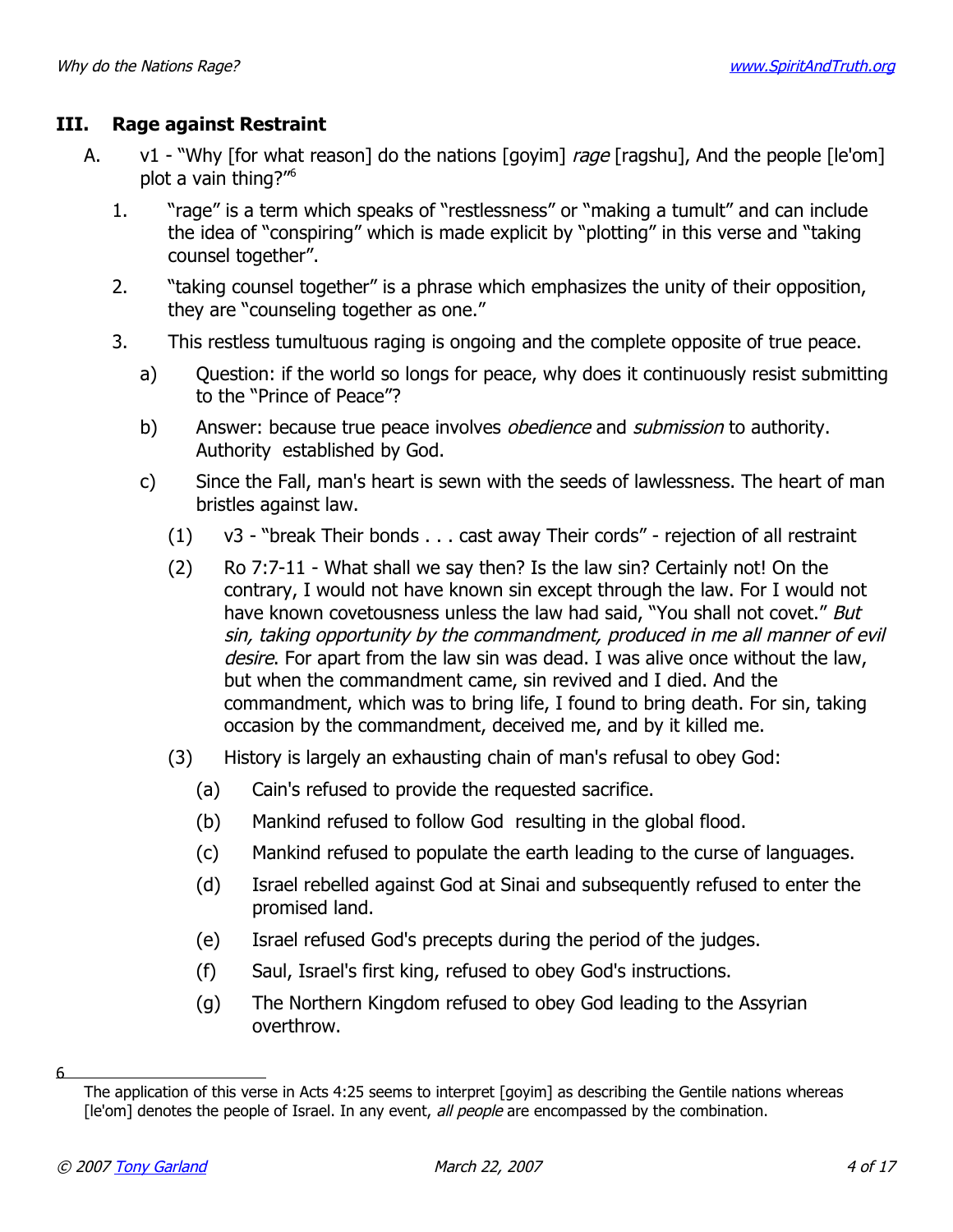## III. Rage against Restraint

A. v1 - "Why [for what reason] do the nations [goyim] *rage* [ragshu], And the people [le'om] plot a vain thing?"[6]

1. "rage" is a term which speaks of "restlessness" or "making a tumult" and can include the idea of "conspiring" which is made explicit by "plotting" in this verse and "taking counsel together".

2. "taking counsel together" is a phrase which emphasizes the unity of their opposition, they are "counseling together as one."

3. This restless tumultuous raging is ongoing and the complete opposite of true peace.

   a) Question: if the world so longs for peace, why does it continuously resist submitting to the "Prince of Peace"?

   b) Answer: because true peace involves *obedience* and *submission* to authority. Authority established by God.

   c) Since the Fall, man's heart is sewn with the seeds of lawlessness. The heart of man bristles against law.

      (1) v3 - "break Their bonds . . . cast away Their cords" - rejection of all restraint

      (2) Ro 7:7-11 - What shall we say then? Is the law sin? Certainly not! On the contrary, I would not have known sin except through the law. For I would not have known covetousness unless the law had said, "You shall not covet." *But sin, taking opportunity by the commandment, produced in me all manner of evil desire*. For apart from the law sin was dead. I was alive once without the law, but when the commandment came, sin revived and I died. And the commandment, which was to bring life, I found to bring death. For sin, taking occasion by the commandment, deceived me, and by it killed me.

      (3) History is largely an exhausting chain of man's refusal to obey God:

         (a) Cain's refused to provide the requested sacrifice.

         (b) Mankind refused to follow God resulting in the global flood.

         (c) Mankind refused to populate the earth leading to the curse of languages.

         (d) Israel rebelled against God at Sinai and subsequently refused to enter the promised land.

         (e) Israel refused God's precepts during the period of the judges.

         (f) Saul, Israel's first king, refused to obey God's instructions.

         (g) The Northern Kingdom refused to obey God leading to the Assyrian overthrow.

---

[6] The application of this verse in Acts 4:25 seems to interpret [goyim] as describing the Gentile nations whereas [le'om] denotes the people of Israel. In any event, *all people* are encompassed by the combination.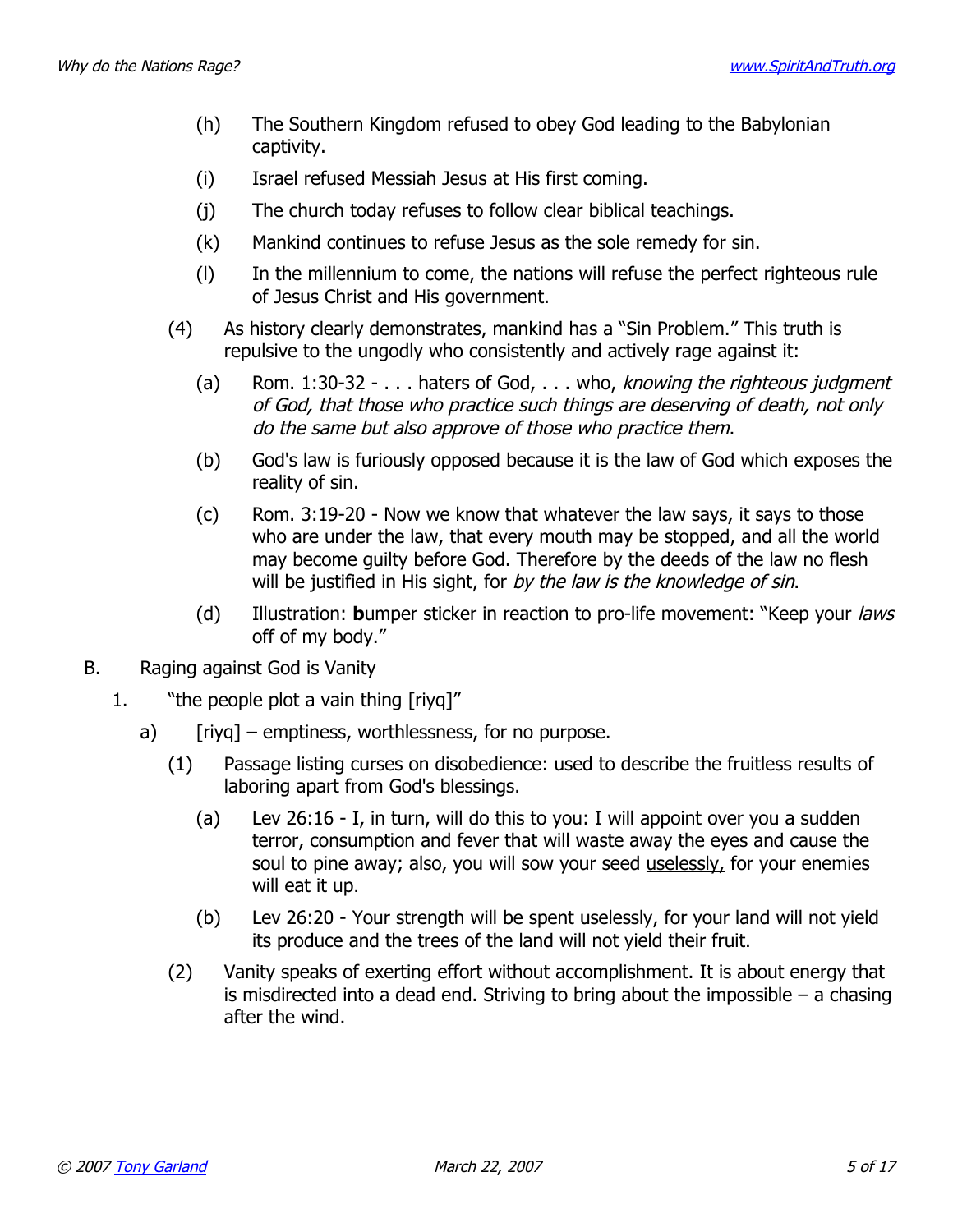(h) The Southern Kingdom refused to obey God leading to the Babylonian captivity.

(i) Israel refused Messiah Jesus at His first coming.

(j) The church today refuses to follow clear biblical teachings.

(k) Mankind continues to refuse Jesus as the sole remedy for sin.

(l) In the millennium to come, the nations will refuse the perfect righteous rule of Jesus Christ and His government.

(4) As history clearly demonstrates, mankind has a "Sin Problem." This truth is repulsive to the ungodly who consistently and actively rage against it:

(a) Rom. 1:30-32 - . . . haters of God, . . . who, *knowing the righteous judgment of God, that those who practice such things are deserving of death, not only do the same but also approve of those who practice them*.

(b) God's law is furiously opposed because it is the law of God which exposes the reality of sin.

(c) Rom. 3:19-20 - Now we know that whatever the law says, it says to those who are under the law, that every mouth may be stopped, and all the world may become guilty before God. Therefore by the deeds of the law no flesh will be justified in His sight, for *by the law is the knowledge of sin*.

(d) Illustration: **b**umper sticker in reaction to pro-life movement: "Keep your *laws* off of my body."

B. Raging against God is Vanity

1. "the people plot a vain thing [riyq]"

a) [riyq] – emptiness, worthlessness, for no purpose.

(1) Passage listing curses on disobedience: used to describe the fruitless results of laboring apart from God's blessings.

(a) Lev 26:16 - I, in turn, will do this to you: I will appoint over you a sudden terror, consumption and fever that will waste away the eyes and cause the soul to pine away; also, you will sow your seed <u>uselessly,</u> for your enemies will eat it up.

(b) Lev 26:20 - Your strength will be spent <u>uselessly,</u> for your land will not yield its produce and the trees of the land will not yield their fruit.

(2) Vanity speaks of exerting effort without accomplishment. It is about energy that is misdirected into a dead end. Striving to bring about the impossible – a chasing after the wind.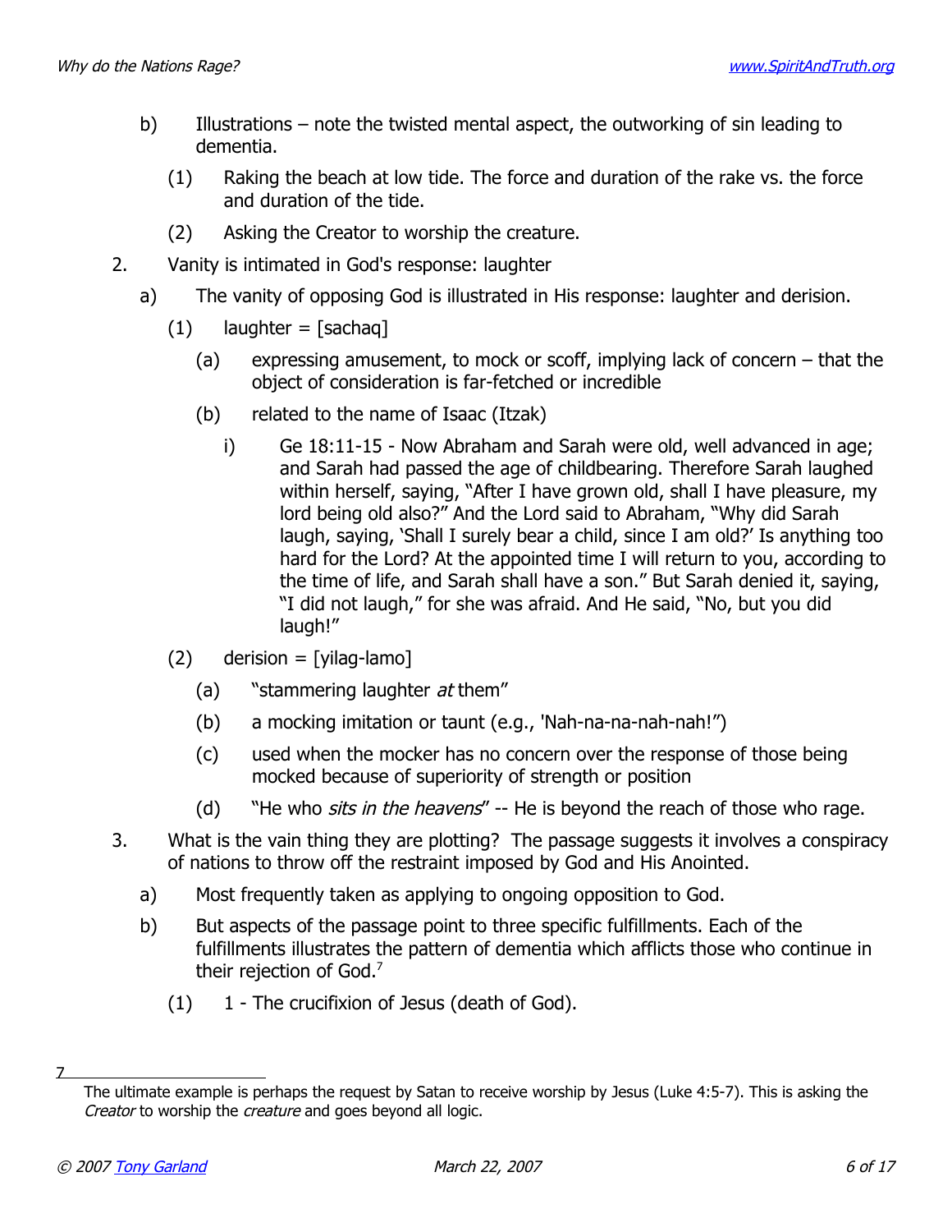b) Illustrations – note the twisted mental aspect, the outworking of sin leading to dementia.

(1) Raking the beach at low tide. The force and duration of the rake vs. the force and duration of the tide.

(2) Asking the Creator to worship the creature.

2. Vanity is intimated in God's response: laughter

a) The vanity of opposing God is illustrated in His response: laughter and derision.

(1) laughter = [sachaq]

(a) expressing amusement, to mock or scoff, implying lack of concern – that the object of consideration is far-fetched or incredible

(b) related to the name of Isaac (Itzak)

i) Ge 18:11-15 - Now Abraham and Sarah were old, well advanced in age; and Sarah had passed the age of childbearing. Therefore Sarah laughed within herself, saying, "After I have grown old, shall I have pleasure, my lord being old also?" And the Lord said to Abraham, "Why did Sarah laugh, saying, 'Shall I surely bear a child, since I am old?' Is anything too hard for the Lord? At the appointed time I will return to you, according to the time of life, and Sarah shall have a son." But Sarah denied it, saying, "I did not laugh," for she was afraid. And He said, "No, but you did laugh!"

(2) derision = [yilag-lamo]

(a) "stammering laughter *at* them"

(b) a mocking imitation or taunt (e.g., 'Nah-na-na-nah-nah!")

(c) used when the mocker has no concern over the response of those being mocked because of superiority of strength or position

(d) "He who *sits in the heavens*" -- He is beyond the reach of those who rage.

3. What is the vain thing they are plotting? The passage suggests it involves a conspiracy of nations to throw off the restraint imposed by God and His Anointed.

a) Most frequently taken as applying to ongoing opposition to God.

b) But aspects of the passage point to three specific fulfillments. Each of the fulfillments illustrates the pattern of dementia which afflicts those who continue in their rejection of God.[7]

(1) 1 - The crucifixion of Jesus (death of God).

---

[7] The ultimate example is perhaps the request by Satan to receive worship by Jesus (Luke 4:5-7). This is asking the *Creator* to worship the *creature* and goes beyond all logic.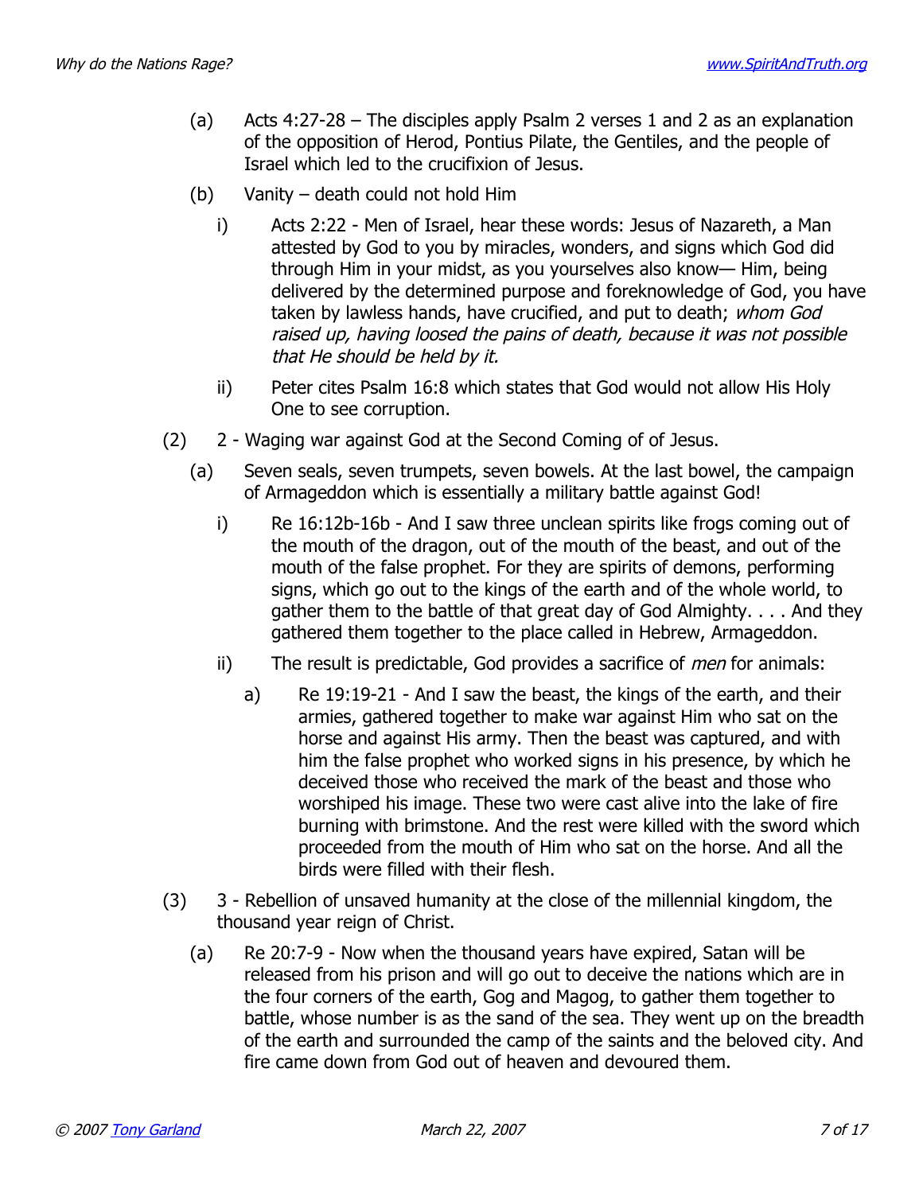- (a) Acts 4:27-28 – The disciples apply Psalm 2 verses 1 and 2 as an explanation of the opposition of Herod, Pontius Pilate, the Gentiles, and the people of Israel which led to the crucifixion of Jesus.
- (b) Vanity – death could not hold Him
  - i) Acts 2:22 - Men of Israel, hear these words: Jesus of Nazareth, a Man attested by God to you by miracles, wonders, and signs which God did through Him in your midst, as you yourselves also know— Him, being delivered by the determined purpose and foreknowledge of God, you have taken by lawless hands, have crucified, and put to death; *whom God raised up, having loosed the pains of death, because it was not possible that He should be held by it.*
  - ii) Peter cites Psalm 16:8 which states that God would not allow His Holy One to see corruption.

(2) 2 - Waging war against God at the Second Coming of of Jesus.

- (a) Seven seals, seven trumpets, seven bowels. At the last bowel, the campaign of Armageddon which is essentially a military battle against God!
  - i) Re 16:12b-16b - And I saw three unclean spirits like frogs coming out of the mouth of the dragon, out of the mouth of the beast, and out of the mouth of the false prophet. For they are spirits of demons, performing signs, which go out to the kings of the earth and of the whole world, to gather them to the battle of that great day of God Almighty. . . . And they gathered them together to the place called in Hebrew, Armageddon.
  - ii) The result is predictable, God provides a sacrifice of *men* for animals:
    - a) Re 19:19-21 - And I saw the beast, the kings of the earth, and their armies, gathered together to make war against Him who sat on the horse and against His army. Then the beast was captured, and with him the false prophet who worked signs in his presence, by which he deceived those who received the mark of the beast and those who worshiped his image. These two were cast alive into the lake of fire burning with brimstone. And the rest were killed with the sword which proceeded from the mouth of Him who sat on the horse. And all the birds were filled with their flesh.

(3) 3 - Rebellion of unsaved humanity at the close of the millennial kingdom, the thousand year reign of Christ.

- (a) Re 20:7-9 - Now when the thousand years have expired, Satan will be released from his prison and will go out to deceive the nations which are in the four corners of the earth, Gog and Magog, to gather them together to battle, whose number is as the sand of the sea. They went up on the breadth of the earth and surrounded the camp of the saints and the beloved city. And fire came down from God out of heaven and devoured them.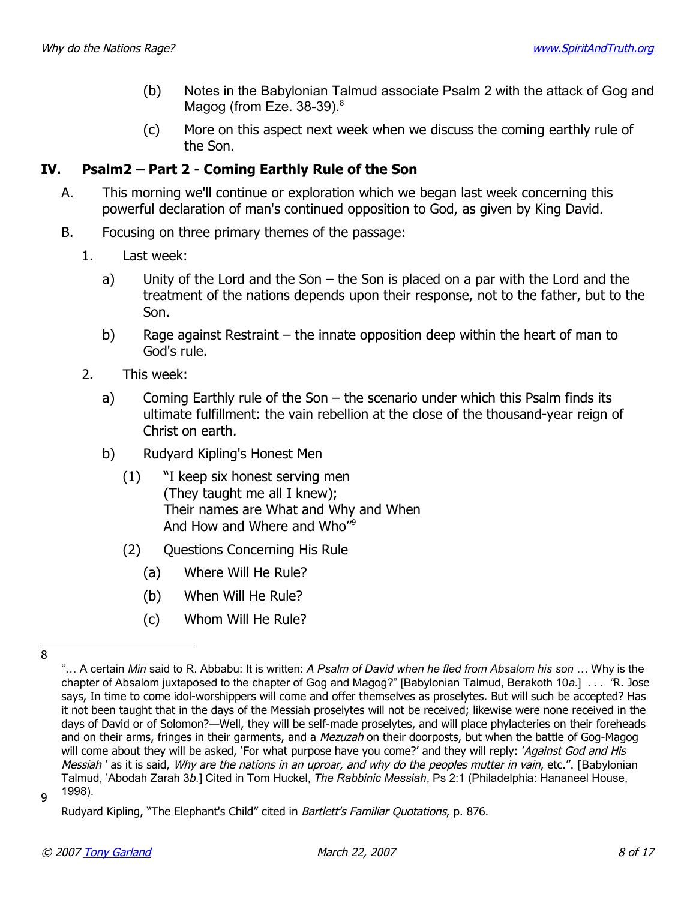(b) Notes in the Babylonian Talmud associate Psalm 2 with the attack of Gog and Magog (from Eze. 38-39).[8]

(c) More on this aspect next week when we discuss the coming earthly rule of the Son.

## IV. Psalm2 – Part 2 - Coming Earthly Rule of the Son

A. This morning we'll continue or exploration which we began last week concerning this powerful declaration of man's continued opposition to God, as given by King David.

B. Focusing on three primary themes of the passage:

1. Last week:

a) Unity of the Lord and the Son – the Son is placed on a par with the Lord and the treatment of the nations depends upon their response, not to the father, but to the Son.

b) Rage against Restraint – the innate opposition deep within the heart of man to God's rule.

2. This week:

a) Coming Earthly rule of the Son – the scenario under which this Psalm finds its ultimate fulfillment: the vain rebellion at the close of the thousand-year reign of Christ on earth.

b) Rudyard Kipling's Honest Men

(1) "I keep six honest serving men
(They taught me all I knew);
Their names are What and Why and When
And How and Where and Who"[9]

(2) Questions Concerning His Rule

(a) Where Will He Rule?

(b) When Will He Rule?

(c) Whom Will He Rule?

---

[8] "… A certain *Min* said to R. Abbabu: It is written: *A Psalm of David when he fled from Absalom his son* … Why is the chapter of Absalom juxtaposed to the chapter of Gog and Magog?" [Babylonian Talmud, Berakoth 10*a*.] . . . "R. Jose says, In time to come idol-worshippers will come and offer themselves as proselytes. But will such be accepted? Has it not been taught that in the days of the Messiah proselytes will not be received; likewise were none received in the days of David or of Solomon?—Well, they will be self-made proselytes, and will place phylacteries on their foreheads and on their arms, fringes in their garments, and a *Mezuzah* on their doorposts, but when the battle of Gog-Magog will come about they will be asked, 'For what purpose have you come?' and they will reply: '*Against God and His Messiah*' as it is said, *Why are the nations in an uproar, and why do the peoples mutter in vain*, etc.". [Babylonian Talmud, 'Abodah Zarah 3*b*.] Cited in Tom Huckel, *The Rabbinic Messiah*, Ps 2:1 (Philadelphia: Hananeel House, 1998).

[9] Rudyard Kipling, "The Elephant's Child" cited in *Bartlett's Familiar Quotations*, p. 876.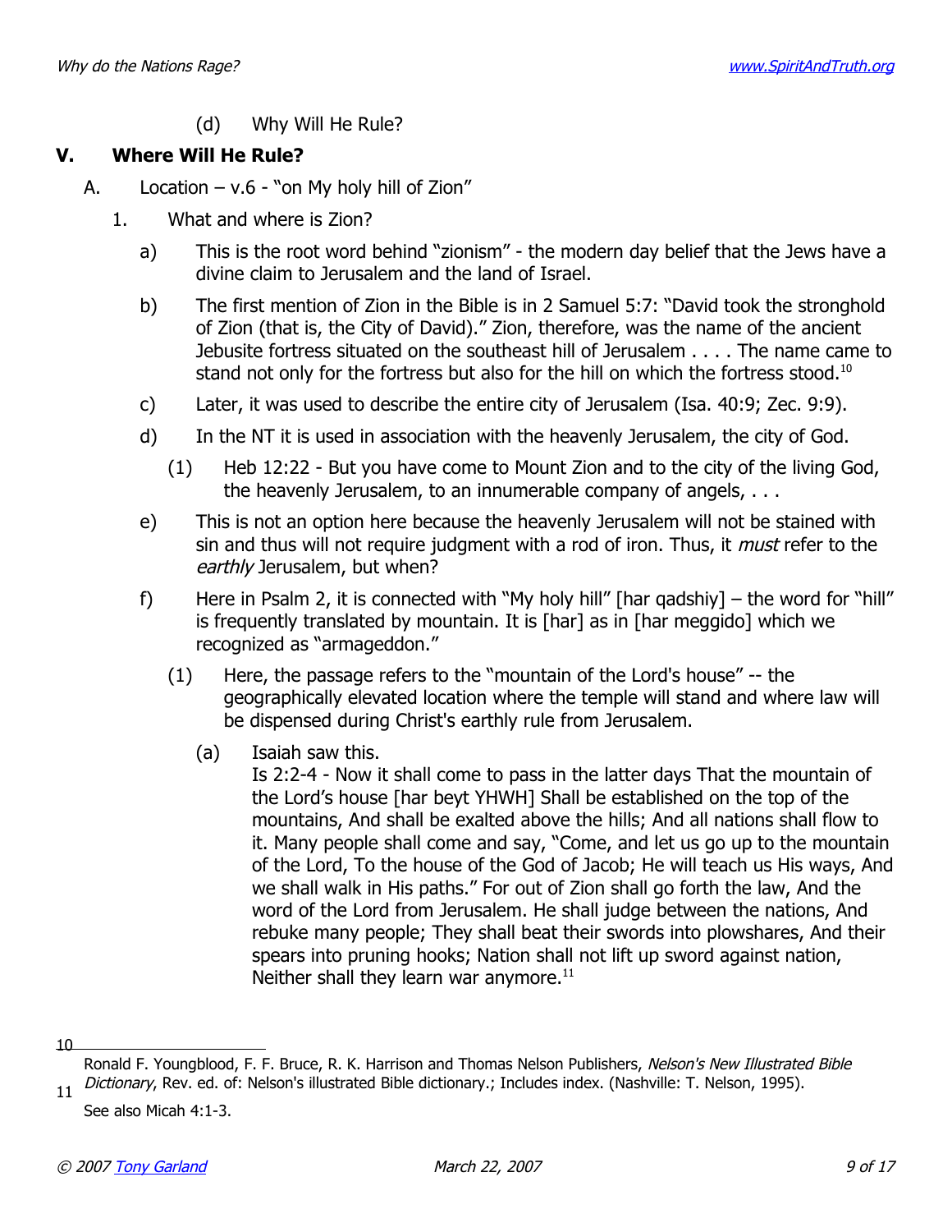(d) Why Will He Rule?

## V. Where Will He Rule?

A. Location – v.6 - "on My holy hill of Zion"

1. What and where is Zion?

a) This is the root word behind "zionism" - the modern day belief that the Jews have a divine claim to Jerusalem and the land of Israel.

b) The first mention of Zion in the Bible is in 2 Samuel 5:7: "David took the stronghold of Zion (that is, the City of David)." Zion, therefore, was the name of the ancient Jebusite fortress situated on the southeast hill of Jerusalem . . . . The name came to stand not only for the fortress but also for the hill on which the fortress stood.[10]

c) Later, it was used to describe the entire city of Jerusalem (Isa. 40:9; Zec. 9:9).

d) In the NT it is used in association with the heavenly Jerusalem, the city of God.

(1) Heb 12:22 - But you have come to Mount Zion and to the city of the living God, the heavenly Jerusalem, to an innumerable company of angels, . . .

e) This is not an option here because the heavenly Jerusalem will not be stained with sin and thus will not require judgment with a rod of iron. Thus, it *must* refer to the *earthly* Jerusalem, but when?

f) Here in Psalm 2, it is connected with "My holy hill" [har qadshiy] – the word for "hill" is frequently translated by mountain. It is [har] as in [har meggido] which we recognized as "armageddon."

(1) Here, the passage refers to the "mountain of the Lord's house" -- the geographically elevated location where the temple will stand and where law will be dispensed during Christ's earthly rule from Jerusalem.

(a) Isaiah saw this.
Is 2:2-4 - Now it shall come to pass in the latter days That the mountain of the Lord's house [har beyt YHWH] Shall be established on the top of the mountains, And shall be exalted above the hills; And all nations shall flow to it. Many people shall come and say, "Come, and let us go up to the mountain of the Lord, To the house of the God of Jacob; He will teach us His ways, And we shall walk in His paths." For out of Zion shall go forth the law, And the word of the Lord from Jerusalem. He shall judge between the nations, And rebuke many people; They shall beat their swords into plowshares, And their spears into pruning hooks; Nation shall not lift up sword against nation, Neither shall they learn war anymore.[11]

---

[10] Ronald F. Youngblood, F. F. Bruce, R. K. Harrison and Thomas Nelson Publishers, *Nelson's New Illustrated Bible Dictionary*, Rev. ed. of: Nelson's illustrated Bible dictionary.; Includes index. (Nashville: T. Nelson, 1995).

[11] See also Micah 4:1-3.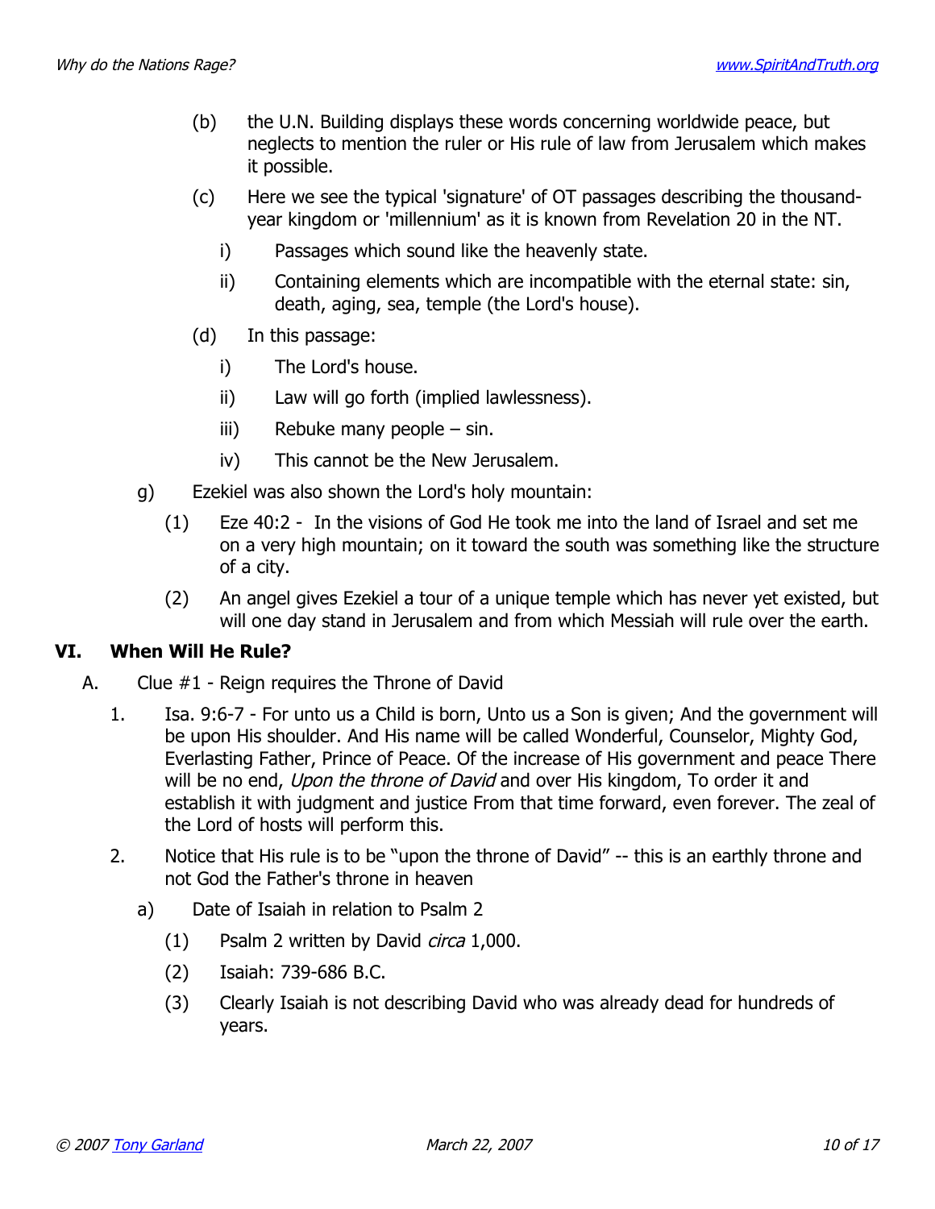- (b) the U.N. Building displays these words concerning worldwide peace, but neglects to mention the ruler or His rule of law from Jerusalem which makes it possible.
- (c) Here we see the typical 'signature' of OT passages describing the thousand-year kingdom or 'millennium' as it is known from Revelation 20 in the NT.
  - i) Passages which sound like the heavenly state.
  - ii) Containing elements which are incompatible with the eternal state: sin, death, aging, sea, temple (the Lord's house).
- (d) In this passage:
  - i) The Lord's house.
  - ii) Law will go forth (implied lawlessness).
  - iii) Rebuke many people – sin.
  - iv) This cannot be the New Jerusalem.

g) Ezekiel was also shown the Lord's holy mountain:

- (1) Eze 40:2 - In the visions of God He took me into the land of Israel and set me on a very high mountain; on it toward the south was something like the structure of a city.
- (2) An angel gives Ezekiel a tour of a unique temple which has never yet existed, but will one day stand in Jerusalem and from which Messiah will rule over the earth.

## VI. When Will He Rule?

A. Clue #1 - Reign requires the Throne of David

1. Isa. 9:6-7 - For unto us a Child is born, Unto us a Son is given; And the government will be upon His shoulder. And His name will be called Wonderful, Counselor, Mighty God, Everlasting Father, Prince of Peace. Of the increase of His government and peace There will be no end, *Upon the throne of David* and over His kingdom, To order it and establish it with judgment and justice From that time forward, even forever. The zeal of the Lord of hosts will perform this.
2. Notice that His rule is to be "upon the throne of David" -- this is an earthly throne and not God the Father's throne in heaven

a) Date of Isaiah in relation to Psalm 2

- (1) Psalm 2 written by David *circa* 1,000.
- (2) Isaiah: 739-686 B.C.
- (3) Clearly Isaiah is not describing David who was already dead for hundreds of years.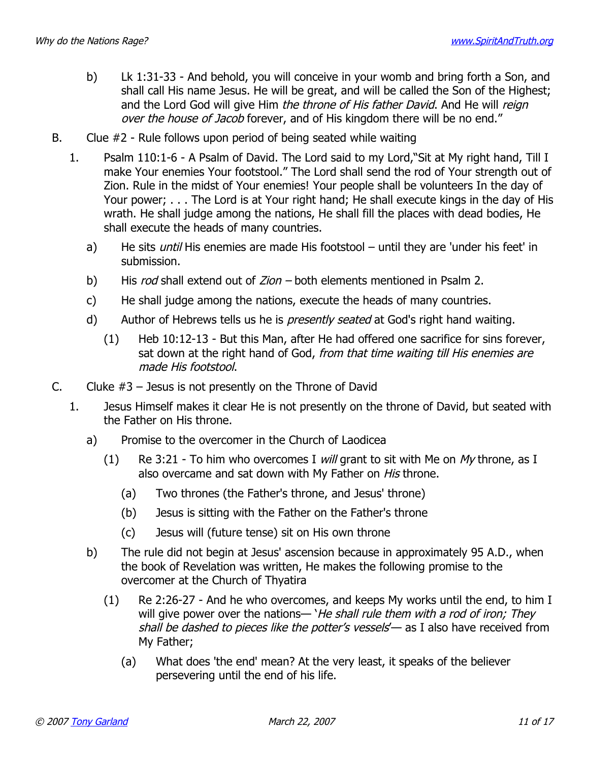b) Lk 1:31-33 - And behold, you will conceive in your womb and bring forth a Son, and shall call His name Jesus. He will be great, and will be called the Son of the Highest; and the Lord God will give Him *the throne of His father David*. And He will *reign over the house of Jacob* forever, and of His kingdom there will be no end."

B. Clue #2 - Rule follows upon period of being seated while waiting

1. Psalm 110:1-6 - A Psalm of David. The Lord said to my Lord,"Sit at My right hand, Till I make Your enemies Your footstool." The Lord shall send the rod of Your strength out of Zion. Rule in the midst of Your enemies! Your people shall be volunteers In the day of Your power; . . . The Lord is at Your right hand; He shall execute kings in the day of His wrath. He shall judge among the nations, He shall fill the places with dead bodies, He shall execute the heads of many countries.

   a) He sits *until* His enemies are made His footstool – until they are 'under his feet' in submission.

   b) His *rod* shall extend out of *Zion* – both elements mentioned in Psalm 2.

   c) He shall judge among the nations, execute the heads of many countries.

   d) Author of Hebrews tells us he is *presently seated* at God's right hand waiting.

      (1) Heb 10:12-13 - But this Man, after He had offered one sacrifice for sins forever, sat down at the right hand of God, *from that time waiting till His enemies are made His footstool*.

C. Cluke #3 – Jesus is not presently on the Throne of David

1. Jesus Himself makes it clear He is not presently on the throne of David, but seated with the Father on His throne.

   a) Promise to the overcomer in the Church of Laodicea

      (1) Re 3:21 - To him who overcomes I *will* grant to sit with Me on *My* throne, as I also overcame and sat down with My Father on *His* throne.

         (a) Two thrones (the Father's throne, and Jesus' throne)

         (b) Jesus is sitting with the Father on the Father's throne

         (c) Jesus will (future tense) sit on His own throne

   b) The rule did not begin at Jesus' ascension because in approximately 95 A.D., when the book of Revelation was written, He makes the following promise to the overcomer at the Church of Thyatira

      (1) Re 2:26-27 - And he who overcomes, and keeps My works until the end, to him I will give power over the nations— '*He shall rule them with a rod of iron; They shall be dashed to pieces like the potter's vessels*'— as I also have received from My Father;

         (a) What does 'the end' mean? At the very least, it speaks of the believer persevering until the end of his life.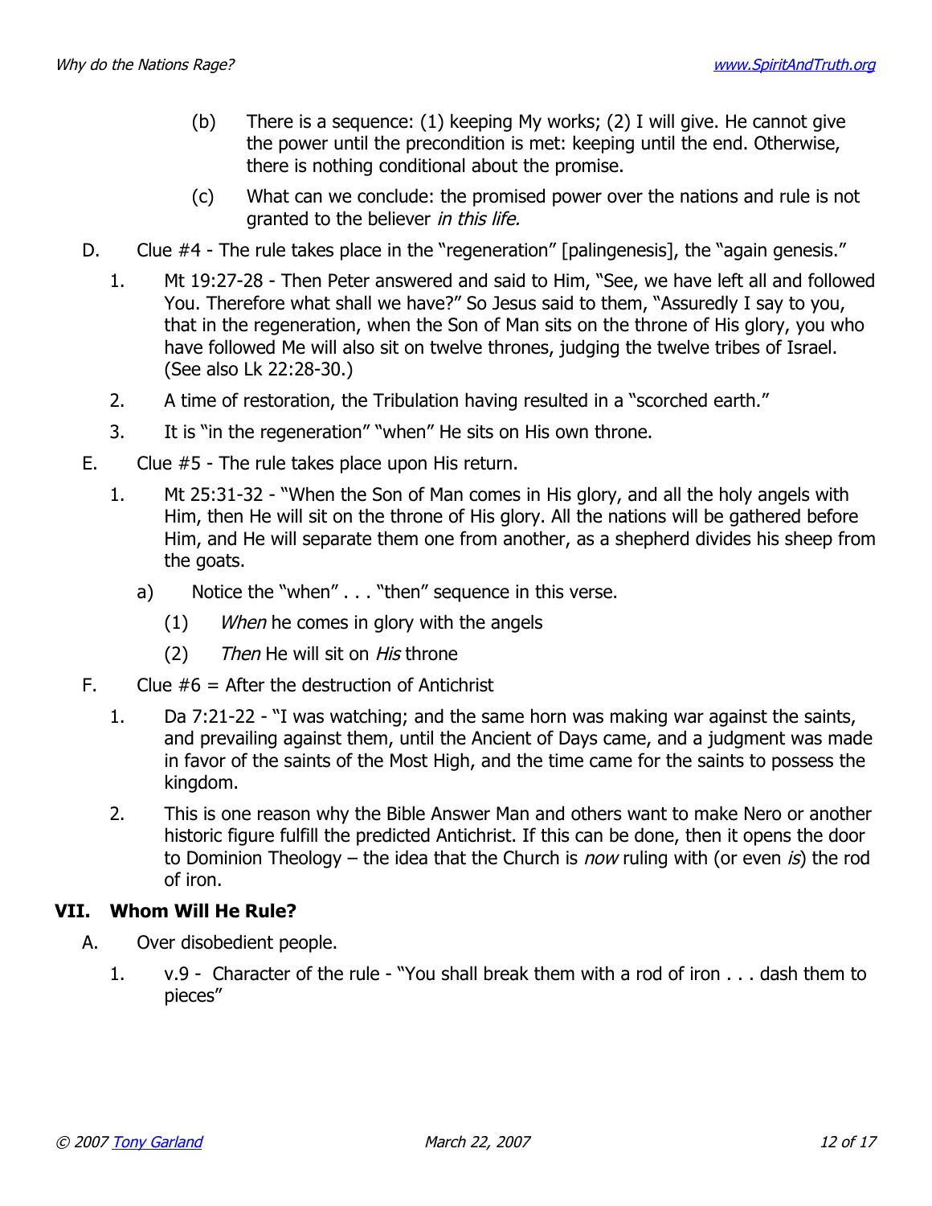(b) There is a sequence: (1) keeping My works; (2) I will give. He cannot give the power until the precondition is met: keeping until the end. Otherwise, there is nothing conditional about the promise.

(c) What can we conclude: the promised power over the nations and rule is not granted to the believer *in this life.*

D. Clue #4 - The rule takes place in the "regeneration" [palingenesis], the "again genesis."

1. Mt 19:27-28 - Then Peter answered and said to Him, "See, we have left all and followed You. Therefore what shall we have?" So Jesus said to them, "Assuredly I say to you, that in the regeneration, when the Son of Man sits on the throne of His glory, you who have followed Me will also sit on twelve thrones, judging the twelve tribes of Israel. (See also Lk 22:28-30.)

2. A time of restoration, the Tribulation having resulted in a "scorched earth."

3. It is "in the regeneration" "when" He sits on His own throne.

E. Clue #5 - The rule takes place upon His return.

1. Mt 25:31-32 - "When the Son of Man comes in His glory, and all the holy angels with Him, then He will sit on the throne of His glory. All the nations will be gathered before Him, and He will separate them one from another, as a shepherd divides his sheep from the goats.

a) Notice the "when" . . . "then" sequence in this verse.

(1) *When* he comes in glory with the angels

(2) *Then* He will sit on *His* throne

F. Clue #6 = After the destruction of Antichrist

1. Da 7:21-22 - "I was watching; and the same horn was making war against the saints, and prevailing against them, until the Ancient of Days came, and a judgment was made in favor of the saints of the Most High, and the time came for the saints to possess the kingdom.

2. This is one reason why the Bible Answer Man and others want to make Nero or another historic figure fulfill the predicted Antichrist. If this can be done, then it opens the door to Dominion Theology – the idea that the Church is *now* ruling with (or even *is*) the rod of iron.

## VII. Whom Will He Rule?

A. Over disobedient people.

1. v.9 - Character of the rule - "You shall break them with a rod of iron . . . dash them to pieces"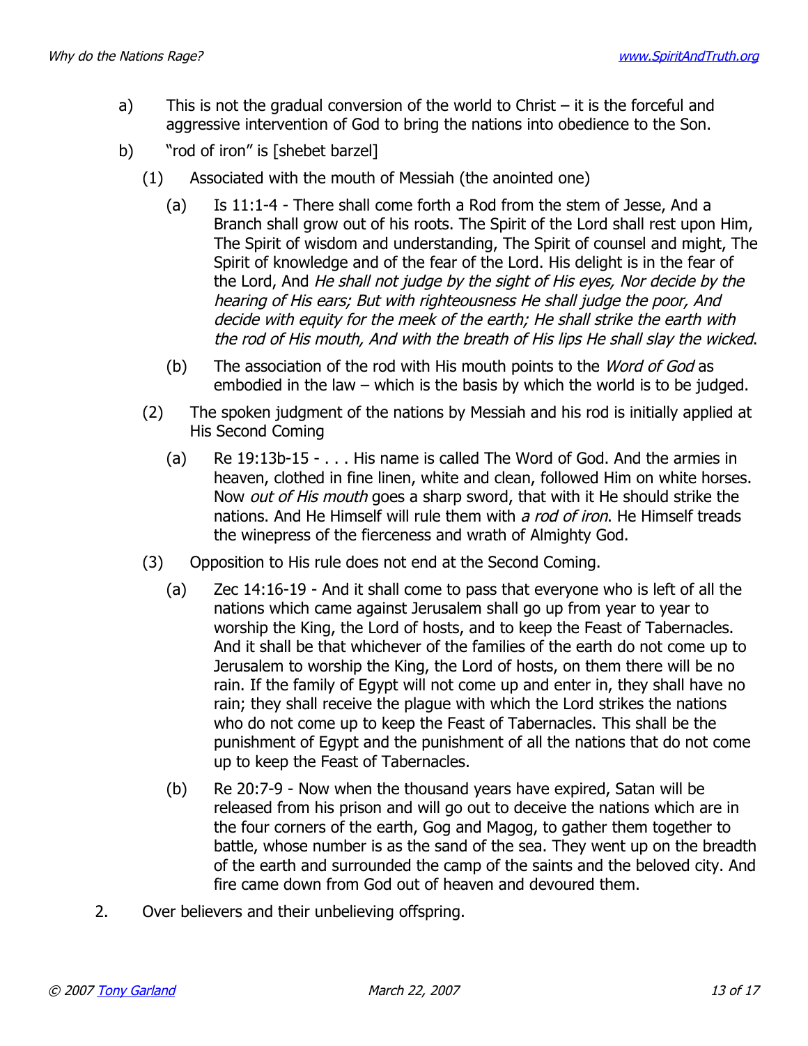a) This is not the gradual conversion of the world to Christ – it is the forceful and aggressive intervention of God to bring the nations into obedience to the Son.

b) "rod of iron" is [shebet barzel]

  (1) Associated with the mouth of Messiah (the anointed one)

    (a) Is 11:1-4 - There shall come forth a Rod from the stem of Jesse, And a Branch shall grow out of his roots. The Spirit of the Lord shall rest upon Him, The Spirit of wisdom and understanding, The Spirit of counsel and might, The Spirit of knowledge and of the fear of the Lord. His delight is in the fear of the Lord, And *He shall not judge by the sight of His eyes, Nor decide by the hearing of His ears; But with righteousness He shall judge the poor, And decide with equity for the meek of the earth; He shall strike the earth with the rod of His mouth, And with the breath of His lips He shall slay the wicked*.

    (b) The association of the rod with His mouth points to the *Word of God* as embodied in the law – which is the basis by which the world is to be judged.

  (2) The spoken judgment of the nations by Messiah and his rod is initially applied at His Second Coming

    (a) Re 19:13b-15 - . . . His name is called The Word of God. And the armies in heaven, clothed in fine linen, white and clean, followed Him on white horses. Now *out of His mouth* goes a sharp sword, that with it He should strike the nations. And He Himself will rule them with *a rod of iron*. He Himself treads the winepress of the fierceness and wrath of Almighty God.

  (3) Opposition to His rule does not end at the Second Coming.

    (a) Zec 14:16-19 - And it shall come to pass that everyone who is left of all the nations which came against Jerusalem shall go up from year to year to worship the King, the Lord of hosts, and to keep the Feast of Tabernacles. And it shall be that whichever of the families of the earth do not come up to Jerusalem to worship the King, the Lord of hosts, on them there will be no rain. If the family of Egypt will not come up and enter in, they shall have no rain; they shall receive the plague with which the Lord strikes the nations who do not come up to keep the Feast of Tabernacles. This shall be the punishment of Egypt and the punishment of all the nations that do not come up to keep the Feast of Tabernacles.

    (b) Re 20:7-9 - Now when the thousand years have expired, Satan will be released from his prison and will go out to deceive the nations which are in the four corners of the earth, Gog and Magog, to gather them together to battle, whose number is as the sand of the sea. They went up on the breadth of the earth and surrounded the camp of the saints and the beloved city. And fire came down from God out of heaven and devoured them.

2. Over believers and their unbelieving offspring.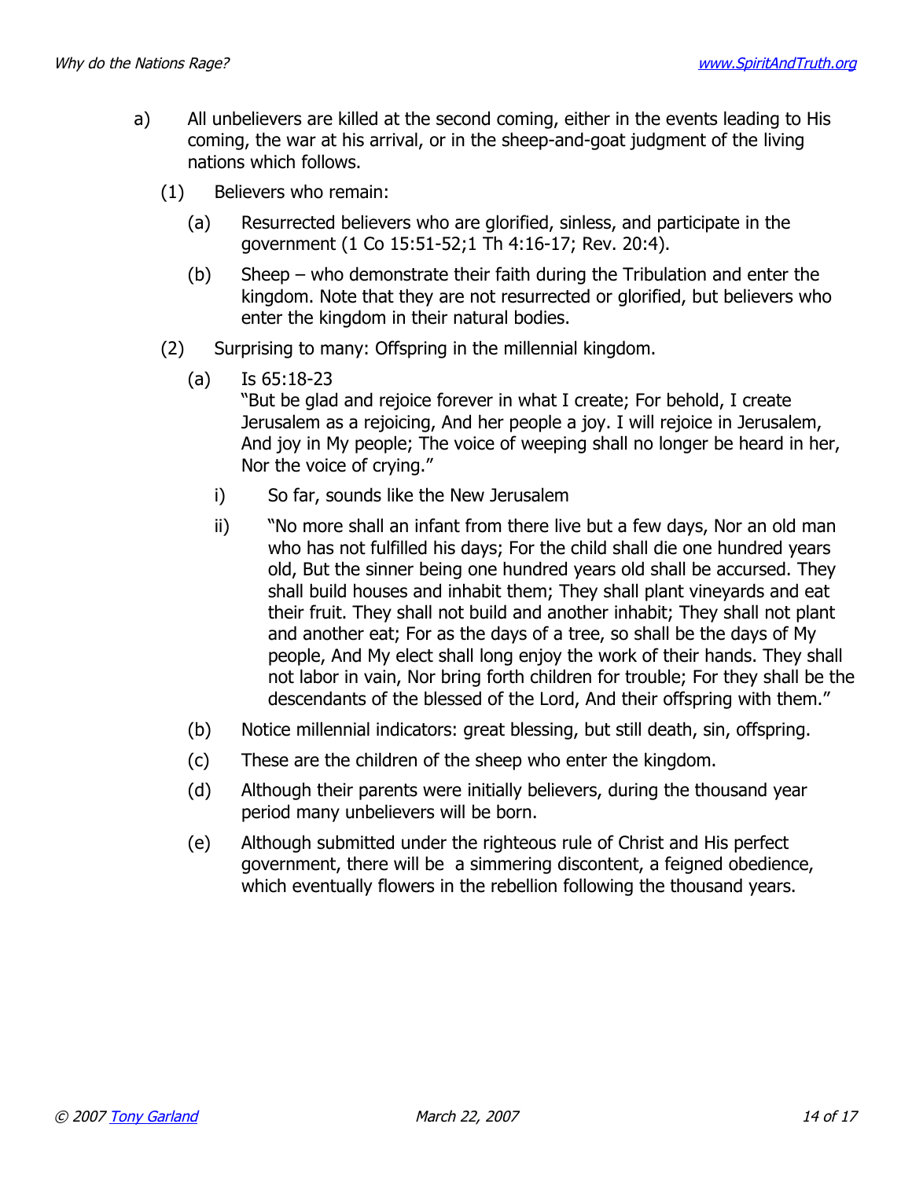a) All unbelievers are killed at the second coming, either in the events leading to His coming, the war at his arrival, or in the sheep-and-goat judgment of the living nations which follows.

   (1) Believers who remain:

      (a) Resurrected believers who are glorified, sinless, and participate in the government (1 Co 15:51-52;1 Th 4:16-17; Rev. 20:4).

      (b) Sheep – who demonstrate their faith during the Tribulation and enter the kingdom. Note that they are not resurrected or glorified, but believers who enter the kingdom in their natural bodies.

   (2) Surprising to many: Offspring in the millennial kingdom.

      (a) Is 65:18-23
      "But be glad and rejoice forever in what I create; For behold, I create Jerusalem as a rejoicing, And her people a joy. I will rejoice in Jerusalem, And joy in My people; The voice of weeping shall no longer be heard in her, Nor the voice of crying."

         i) So far, sounds like the New Jerusalem

         ii) "No more shall an infant from there live but a few days, Nor an old man who has not fulfilled his days; For the child shall die one hundred years old, But the sinner being one hundred years old shall be accursed. They shall build houses and inhabit them; They shall plant vineyards and eat their fruit. They shall not build and another inhabit; They shall not plant and another eat; For as the days of a tree, so shall be the days of My people, And My elect shall long enjoy the work of their hands. They shall not labor in vain, Nor bring forth children for trouble; For they shall be the descendants of the blessed of the Lord, And their offspring with them."

      (b) Notice millennial indicators: great blessing, but still death, sin, offspring.

      (c) These are the children of the sheep who enter the kingdom.

      (d) Although their parents were initially believers, during the thousand year period many unbelievers will be born.

      (e) Although submitted under the righteous rule of Christ and His perfect government, there will be a simmering discontent, a feigned obedience, which eventually flowers in the rebellion following the thousand years.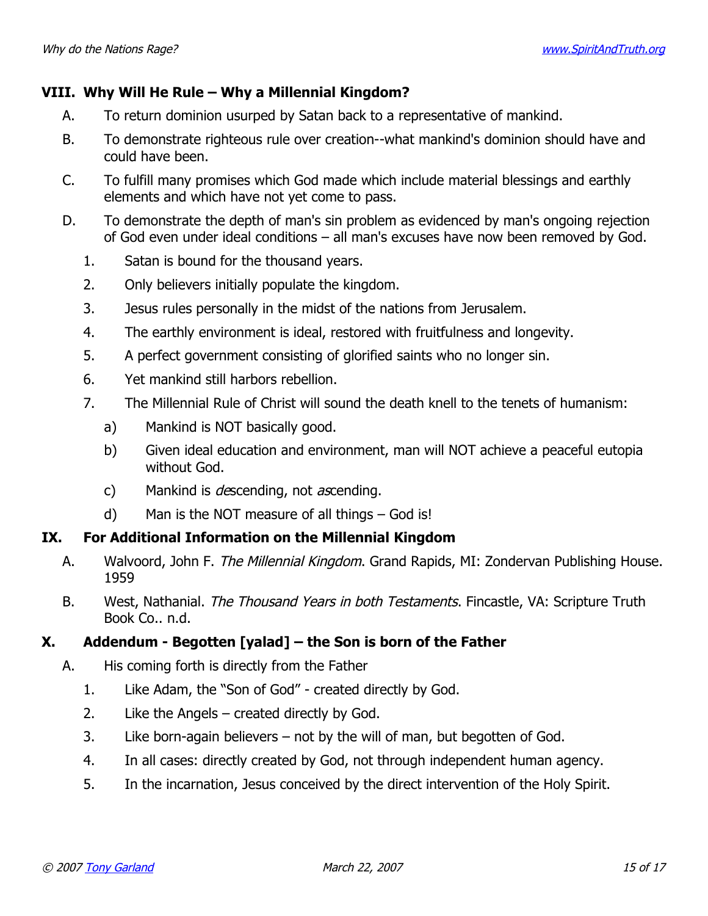## VIII. Why Will He Rule – Why a Millennial Kingdom?

A. To return dominion usurped by Satan back to a representative of mankind.

B. To demonstrate righteous rule over creation--what mankind's dominion should have and could have been.

C. To fulfill many promises which God made which include material blessings and earthly elements and which have not yet come to pass.

D. To demonstrate the depth of man's sin problem as evidenced by man's ongoing rejection of God even under ideal conditions – all man's excuses have now been removed by God.

1. Satan is bound for the thousand years.
2. Only believers initially populate the kingdom.
3. Jesus rules personally in the midst of the nations from Jerusalem.
4. The earthly environment is ideal, restored with fruitfulness and longevity.
5. A perfect government consisting of glorified saints who no longer sin.
6. Yet mankind still harbors rebellion.
7. The Millennial Rule of Christ will sound the death knell to the tenets of humanism:
   a) Mankind is NOT basically good.
   b) Given ideal education and environment, man will NOT achieve a peaceful eutopia without God.
   c) Mankind is *de*scending, not *as*cending.
   d) Man is the NOT measure of all things – God is!

## IX. For Additional Information on the Millennial Kingdom

A. Walvoord, John F. *The Millennial Kingdom*. Grand Rapids, MI: Zondervan Publishing House. 1959

B. West, Nathanial. *The Thousand Years in both Testaments*. Fincastle, VA: Scripture Truth Book Co.. n.d.

## X. Addendum - Begotten [yalad] – the Son is born of the Father

A. His coming forth is directly from the Father

1. Like Adam, the "Son of God" - created directly by God.
2. Like the Angels – created directly by God.
3. Like born-again believers – not by the will of man, but begotten of God.
4. In all cases: directly created by God, not through independent human agency.
5. In the incarnation, Jesus conceived by the direct intervention of the Holy Spirit.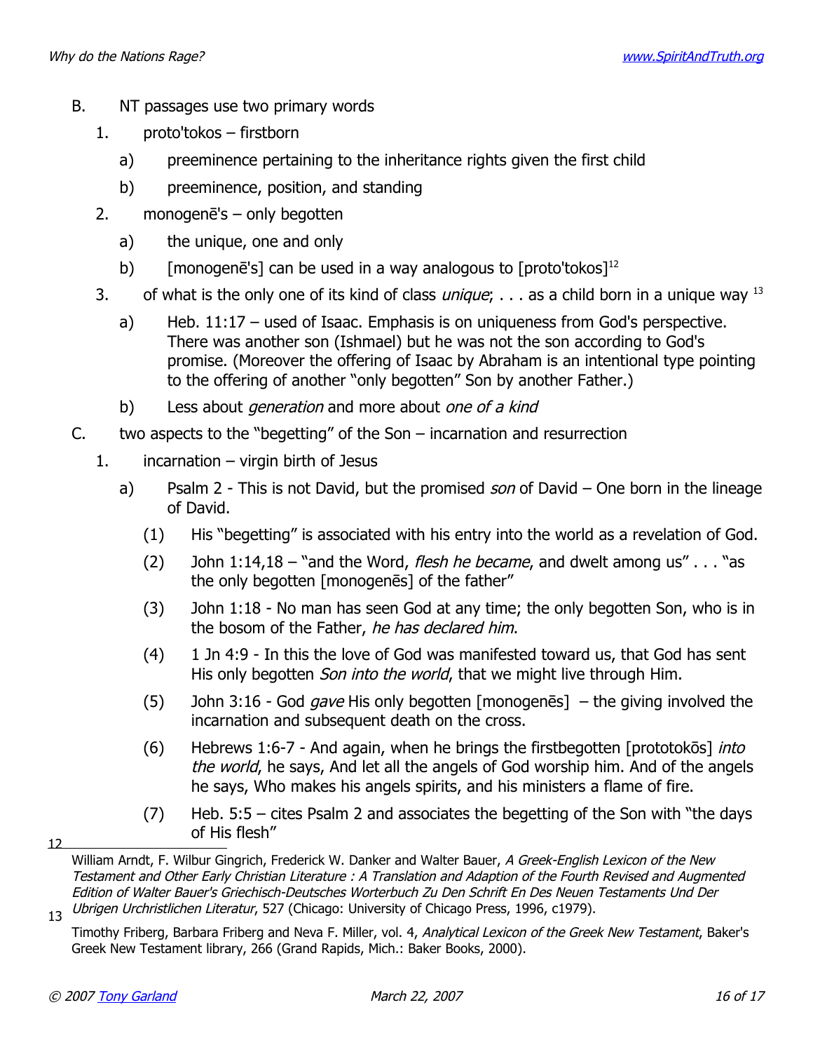B. NT passages use two primary words

1. proto'tokos – firstborn
    a) preeminence pertaining to the inheritance rights given the first child
    b) preeminence, position, and standing
2. monogenē's – only begotten
    a) the unique, one and only
    b) [monogenē's] can be used in a way analogous to [proto'tokos][12]
3. of what is the only one of its kind of class *unique*; . . . as a child born in a unique way [13]
    a) Heb. 11:17 – used of Isaac. Emphasis is on uniqueness from God's perspective. There was another son (Ishmael) but he was not the son according to God's promise. (Moreover the offering of Isaac by Abraham is an intentional type pointing to the offering of another "only begotten" Son by another Father.)
    b) Less about *generation* and more about *one of a kind*

C. two aspects to the "begetting" of the Son – incarnation and resurrection

1. incarnation – virgin birth of Jesus
    a) Psalm 2 - This is not David, but the promised *son* of David – One born in the lineage of David.
        (1) His "begetting" is associated with his entry into the world as a revelation of God.
        (2) John 1:14,18 – "and the Word, *flesh he became*, and dwelt among us" . . . "as the only begotten [monogenēs] of the father"
        (3) John 1:18 - No man has seen God at any time; the only begotten Son, who is in the bosom of the Father, *he has declared him*.
        (4) 1 Jn 4:9 - In this the love of God was manifested toward us, that God has sent His only begotten *Son into the world*, that we might live through Him.
        (5) John 3:16 - God *gave* His only begotten [monogenēs] – the giving involved the incarnation and subsequent death on the cross.
        (6) Hebrews 1:6-7 - And again, when he brings the firstbegotten [prototokōs] *into the world*, he says, And let all the angels of God worship him. And of the angels he says, Who makes his angels spirits, and his ministers a flame of fire.
        (7) Heb. 5:5 – cites Psalm 2 and associates the begetting of the Son with "the days of His flesh"

---

[12] William Arndt, F. Wilbur Gingrich, Frederick W. Danker and Walter Bauer, *A Greek-English Lexicon of the New Testament and Other Early Christian Literature : A Translation and Adaption of the Fourth Revised and Augmented Edition of Walter Bauer's Griechisch-Deutsches Worterbuch Zu Den Schrift En Des Neuen Testaments Und Der Ubrigen Urchristlichen Literatur*, 527 (Chicago: University of Chicago Press, 1996, c1979).

[13] Timothy Friberg, Barbara Friberg and Neva F. Miller, vol. 4, *Analytical Lexicon of the Greek New Testament*, Baker's Greek New Testament library, 266 (Grand Rapids, Mich.: Baker Books, 2000).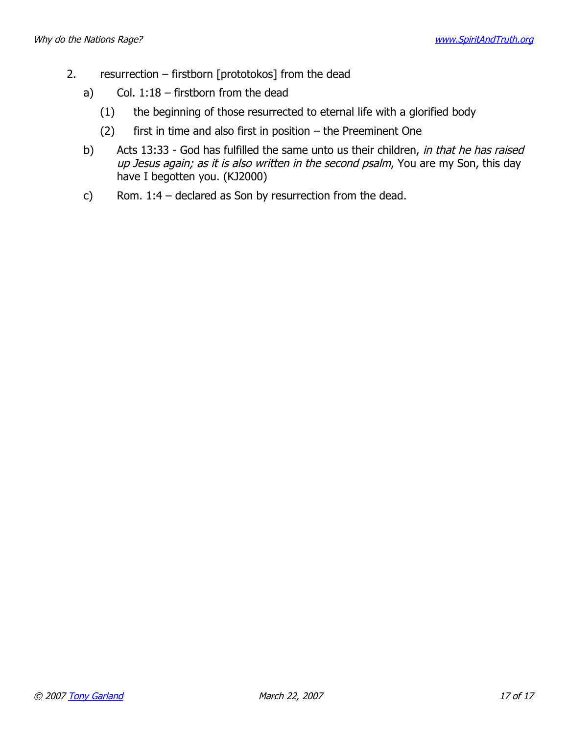2. resurrection – firstborn [prototokos] from the dead

   a) Col. 1:18 – firstborn from the dead

      (1) the beginning of those resurrected to eternal life with a glorified body

      (2) first in time and also first in position – the Preeminent One

   b) Acts 13:33 - God has fulfilled the same unto us their children, *in that he has raised up Jesus again; as it is also written in the second psalm*, You are my Son, this day have I begotten you. (KJ2000)

   c) Rom. 1:4 – declared as Son by resurrection from the dead.